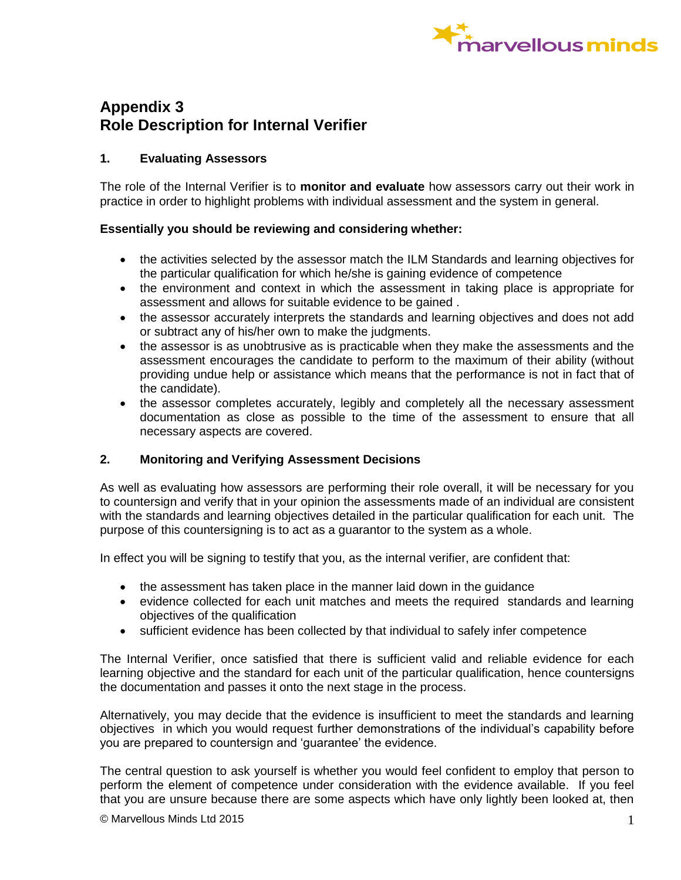# Appendix 3
# Role Description for Internal Verifier

### 1. Evaluating Assessors

The role of the Internal Verifier is to **monitor and evaluate** how assessors carry out their work in practice in order to highlight problems with individual assessment and the system in general.

**Essentially you should be reviewing and considering whether:**

- the activities selected by the assessor match the ILM Standards and learning objectives for the particular qualification for which he/she is gaining evidence of competence
- the environment and context in which the assessment in taking place is appropriate for assessment and allows for suitable evidence to be gained .
- the assessor accurately interprets the standards and learning objectives and does not add or subtract any of his/her own to make the judgments.
- the assessor is as unobtrusive as is practicable when they make the assessments and the assessment encourages the candidate to perform to the maximum of their ability (without providing undue help or assistance which means that the performance is not in fact that of the candidate).
- the assessor completes accurately, legibly and completely all the necessary assessment documentation as close as possible to the time of the assessment to ensure that all necessary aspects are covered.

### 2. Monitoring and Verifying Assessment Decisions

As well as evaluating how assessors are performing their role overall, it will be necessary for you to countersign and verify that in your opinion the assessments made of an individual are consistent with the standards and learning objectives detailed in the particular qualification for each unit. The purpose of this countersigning is to act as a guarantor to the system as a whole.

In effect you will be signing to testify that you, as the internal verifier, are confident that:

- the assessment has taken place in the manner laid down in the guidance
- evidence collected for each unit matches and meets the required standards and learning objectives of the qualification
- sufficient evidence has been collected by that individual to safely infer competence

The Internal Verifier, once satisfied that there is sufficient valid and reliable evidence for each learning objective and the standard for each unit of the particular qualification, hence countersigns the documentation and passes it onto the next stage in the process.

Alternatively, you may decide that the evidence is insufficient to meet the standards and learning objectives in which you would request further demonstrations of the individual's capability before you are prepared to countersign and 'guarantee' the evidence.

The central question to ask yourself is whether you would feel confident to employ that person to perform the element of competence under consideration with the evidence available. If you feel that you are unsure because there are some aspects which have only lightly been looked at, then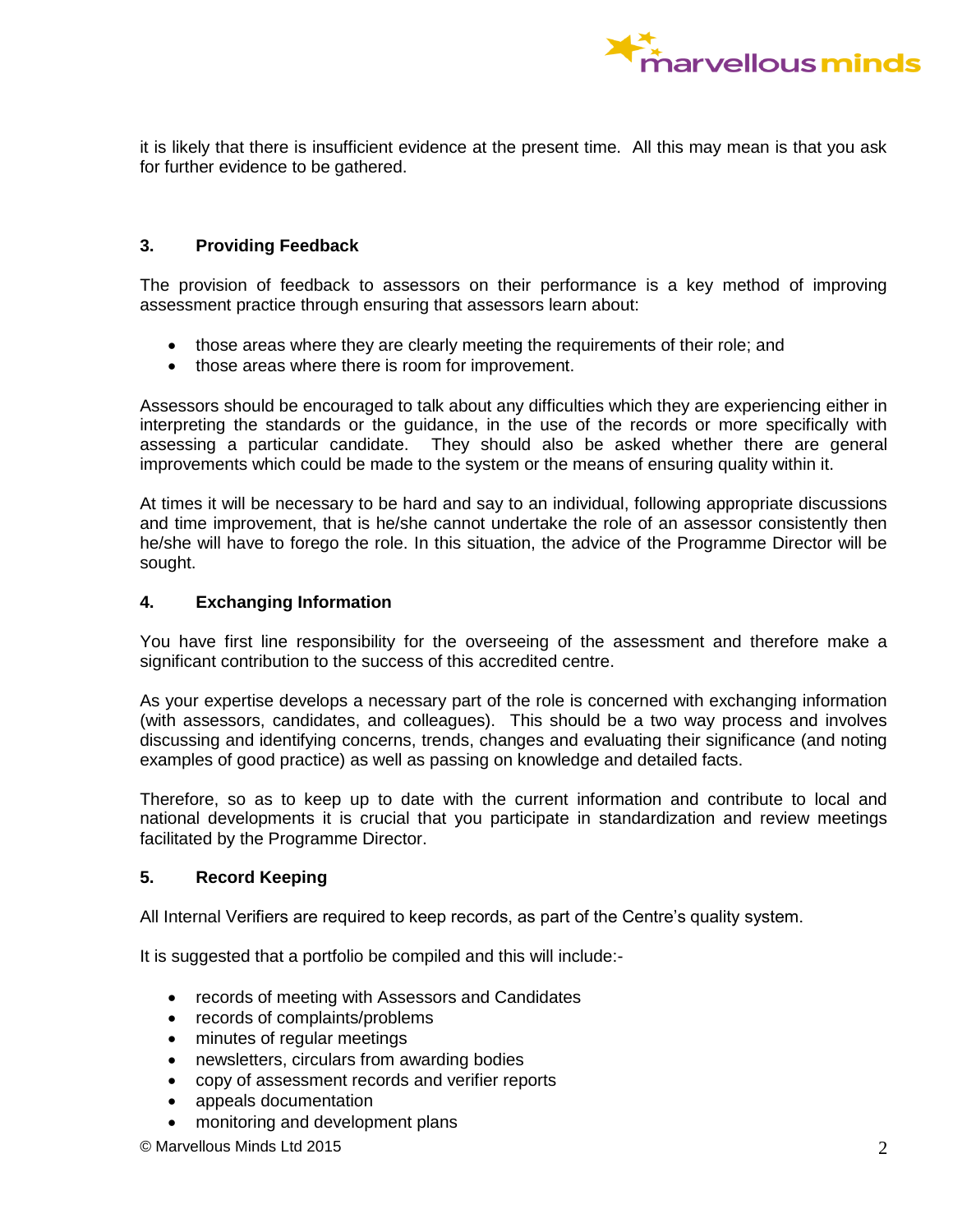it is likely that there is insufficient evidence at the present time. All this may mean is that you ask for further evidence to be gathered.

### 3. Providing Feedback

The provision of feedback to assessors on their performance is a key method of improving assessment practice through ensuring that assessors learn about:

- those areas where they are clearly meeting the requirements of their role; and
- those areas where there is room for improvement.

Assessors should be encouraged to talk about any difficulties which they are experiencing either in interpreting the standards or the guidance, in the use of the records or more specifically with assessing a particular candidate. They should also be asked whether there are general improvements which could be made to the system or the means of ensuring quality within it.

At times it will be necessary to be hard and say to an individual, following appropriate discussions and time improvement, that is he/she cannot undertake the role of an assessor consistently then he/she will have to forego the role. In this situation, the advice of the Programme Director will be sought.

### 4. Exchanging Information

You have first line responsibility for the overseeing of the assessment and therefore make a significant contribution to the success of this accredited centre.

As your expertise develops a necessary part of the role is concerned with exchanging information (with assessors, candidates, and colleagues). This should be a two way process and involves discussing and identifying concerns, trends, changes and evaluating their significance (and noting examples of good practice) as well as passing on knowledge and detailed facts.

Therefore, so as to keep up to date with the current information and contribute to local and national developments it is crucial that you participate in standardization and review meetings facilitated by the Programme Director.

### 5. Record Keeping

All Internal Verifiers are required to keep records, as part of the Centre's quality system.

It is suggested that a portfolio be compiled and this will include:-

- records of meeting with Assessors and Candidates
- records of complaints/problems
- minutes of regular meetings
- newsletters, circulars from awarding bodies
- copy of assessment records and verifier reports
- appeals documentation
- monitoring and development plans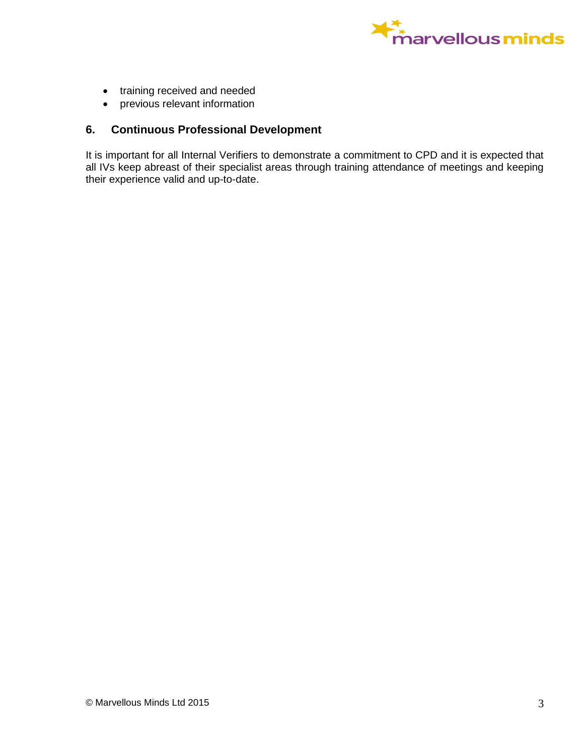- training received and needed
- previous relevant information

## 6. Continuous Professional Development

It is important for all Internal Verifiers to demonstrate a commitment to CPD and it is expected that all IVs keep abreast of their specialist areas through training attendance of meetings and keeping their experience valid and up-to-date.